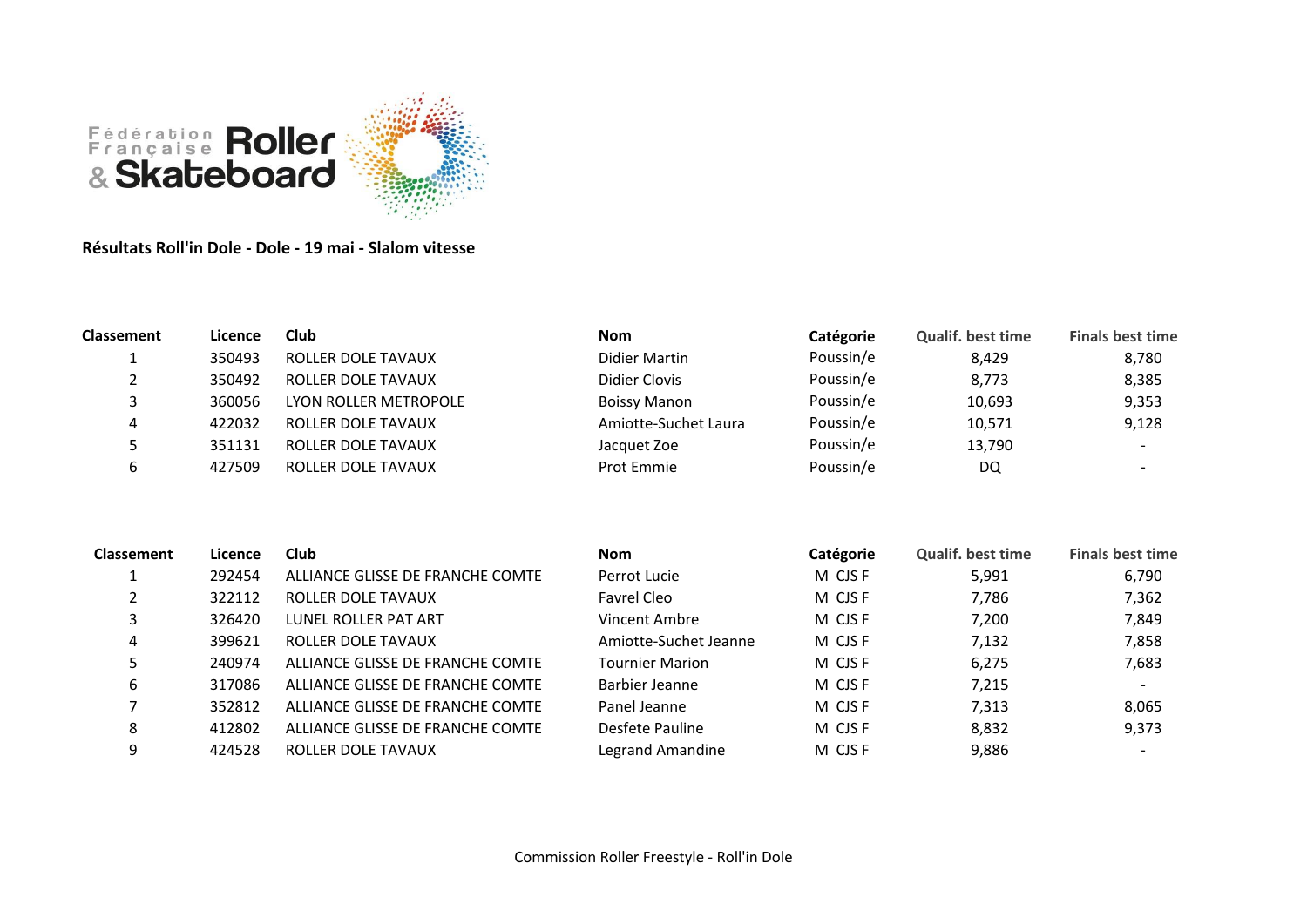**Résultats Roll'in Dole - Dole - 19 mai - Slalom vitesse**

| Classement | Licence | Club | Nom | Catégorie | Qualif. best time | Finals best time |
|---|---|---|---|---|---|---|
| 1 | 350493 | ROLLER DOLE TAVAUX | Didier Martin | Poussin/e | 8,429 | 8,780 |
| 2 | 350492 | ROLLER DOLE TAVAUX | Didier Clovis | Poussin/e | 8,773 | 8,385 |
| 3 | 360056 | LYON ROLLER METROPOLE | Boissy Manon | Poussin/e | 10,693 | 9,353 |
| 4 | 422032 | ROLLER DOLE TAVAUX | Amiotte-Suchet Laura | Poussin/e | 10,571 | 9,128 |
| 5 | 351131 | ROLLER DOLE TAVAUX | Jacquet Zoe | Poussin/e | 13,790 | - |
| 6 | 427509 | ROLLER DOLE TAVAUX | Prot Emmie | Poussin/e | DQ | - |

| Classement | Licence | Club | Nom | Catégorie | Qualif. best time | Finals best time |
|---|---|---|---|---|---|---|
| 1 | 292454 | ALLIANCE GLISSE DE FRANCHE COMTE | Perrot Lucie | M CJS F | 5,991 | 6,790 |
| 2 | 322112 | ROLLER DOLE TAVAUX | Favrel Cleo | M CJS F | 7,786 | 7,362 |
| 3 | 326420 | LUNEL ROLLER PAT ART | Vincent Ambre | M CJS F | 7,200 | 7,849 |
| 4 | 399621 | ROLLER DOLE TAVAUX | Amiotte-Suchet Jeanne | M CJS F | 7,132 | 7,858 |
| 5 | 240974 | ALLIANCE GLISSE DE FRANCHE COMTE | Tournier Marion | M CJS F | 6,275 | 7,683 |
| 6 | 317086 | ALLIANCE GLISSE DE FRANCHE COMTE | Barbier Jeanne | M CJS F | 7,215 | - |
| 7 | 352812 | ALLIANCE GLISSE DE FRANCHE COMTE | Panel Jeanne | M CJS F | 7,313 | 8,065 |
| 8 | 412802 | ALLIANCE GLISSE DE FRANCHE COMTE | Desfete Pauline | M CJS F | 8,832 | 9,373 |
| 9 | 424528 | ROLLER DOLE TAVAUX | Legrand Amandine | M CJS F | 9,886 | - |

Commission Roller Freestyle - Roll'in Dole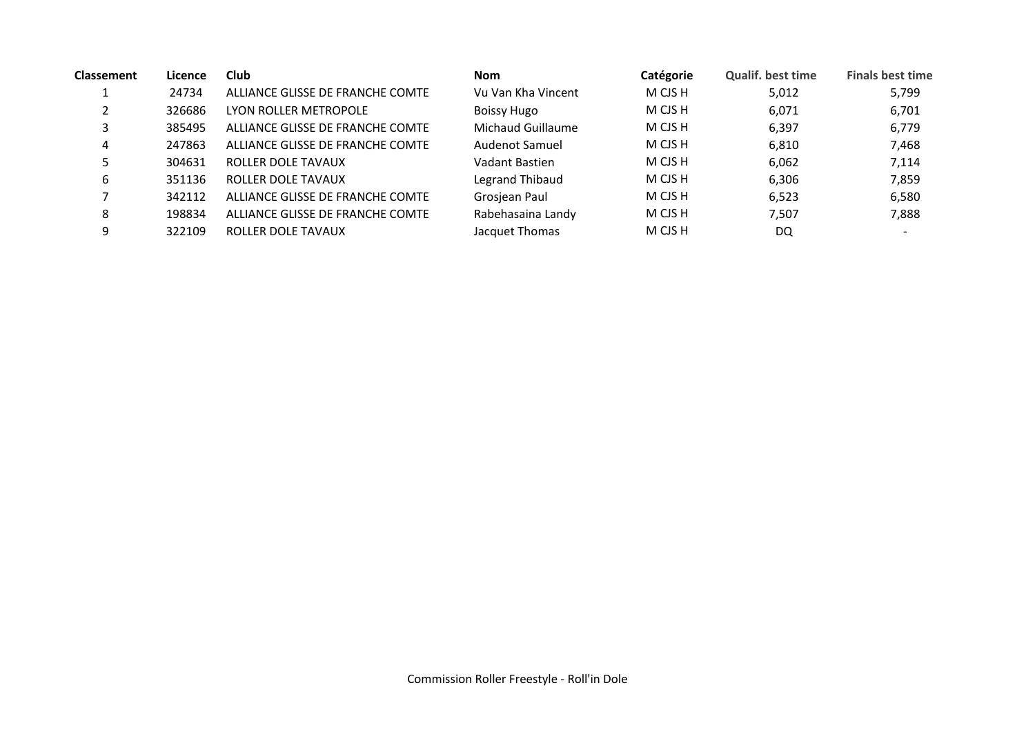| Classement | Licence | Club | Nom | Catégorie | Qualif. best time | Finals best time |
|---|---|---|---|---|---|---|
| 1 | 24734 | ALLIANCE GLISSE DE FRANCHE COMTE | Vu Van Kha Vincent | M CJS H | 5,012 | 5,799 |
| 2 | 326686 | LYON ROLLER METROPOLE | Boissy Hugo | M CJS H | 6,071 | 6,701 |
| 3 | 385495 | ALLIANCE GLISSE DE FRANCHE COMTE | Michaud Guillaume | M CJS H | 6,397 | 6,779 |
| 4 | 247863 | ALLIANCE GLISSE DE FRANCHE COMTE | Audenot Samuel | M CJS H | 6,810 | 7,468 |
| 5 | 304631 | ROLLER DOLE TAVAUX | Vadant Bastien | M CJS H | 6,062 | 7,114 |
| 6 | 351136 | ROLLER DOLE TAVAUX | Legrand Thibaud | M CJS H | 6,306 | 7,859 |
| 7 | 342112 | ALLIANCE GLISSE DE FRANCHE COMTE | Grosjean Paul | M CJS H | 6,523 | 6,580 |
| 8 | 198834 | ALLIANCE GLISSE DE FRANCHE COMTE | Rabehasaina Landy | M CJS H | 7,507 | 7,888 |
| 9 | 322109 | ROLLER DOLE TAVAUX | Jacquet Thomas | M CJS H | DQ | - |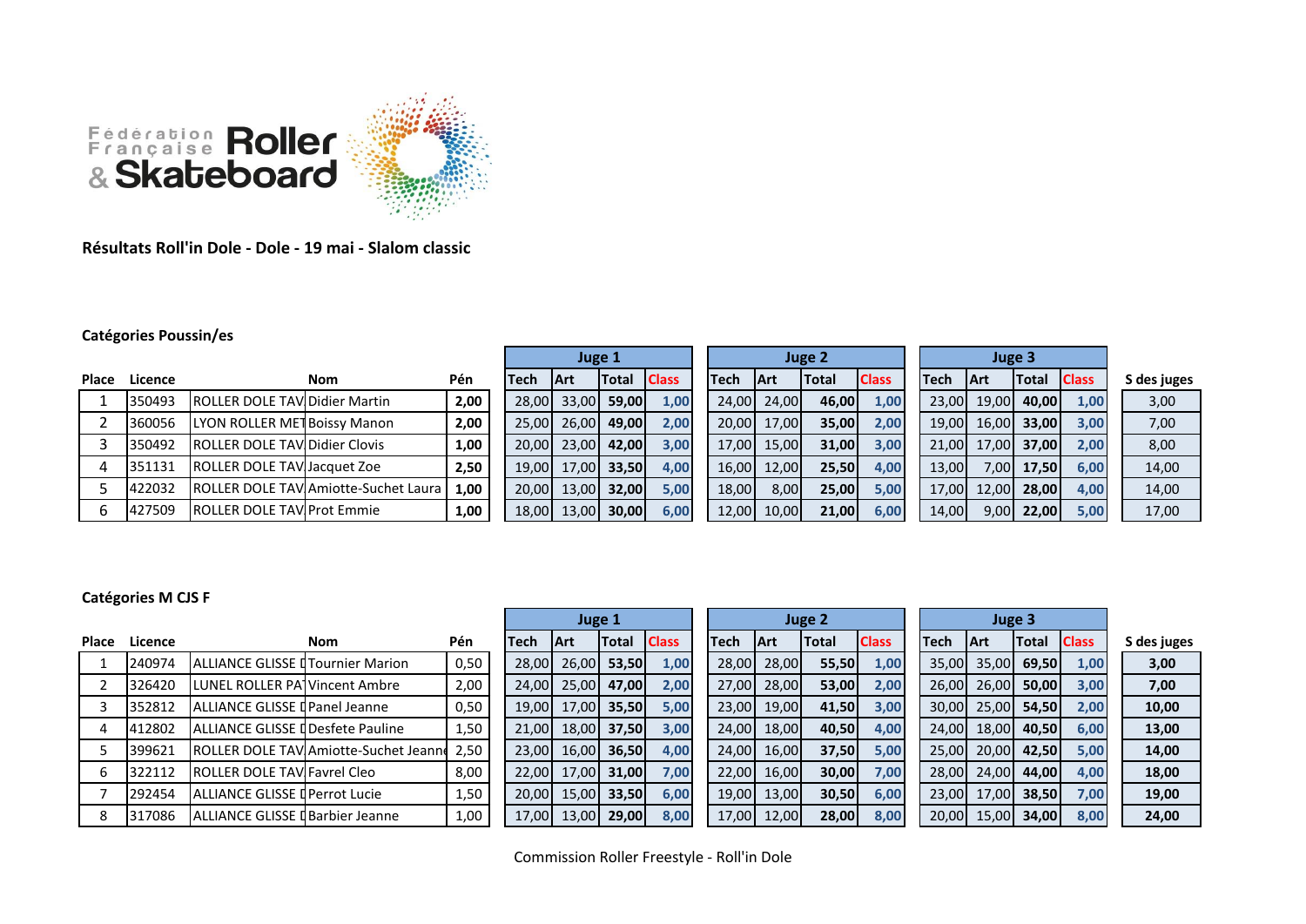Fédération Française Roller & Skateboard

**Résultats Roll'in Dole - Dole - 19 mai - Slalom classic**

**Catégories Poussin/es**

| Place | Licence | | Nom | Pén | Juge 1 | | | | Juge 2 | | | | Juge 3 | | | | S des juges |
|---|---|---|---|---|---|---|---|---|---|---|---|---|---|---|---|---|---|
| | | | | | Tech | Art | Total | Class | Tech | Art | Total | Class | Tech | Art | Total | Class | |
| 1 | 350493 | ROLLER DOLE TAV | Didier Martin | 2,00 | 28,00 | 33,00 | 59,00 | 1,00 | 24,00 | 24,00 | 46,00 | 1,00 | 23,00 | 19,00 | 40,00 | 1,00 | 3,00 |
| 2 | 360056 | LYON ROLLER MET | Boissy Manon | 2,00 | 25,00 | 26,00 | 49,00 | 2,00 | 20,00 | 17,00 | 35,00 | 2,00 | 19,00 | 16,00 | 33,00 | 3,00 | 7,00 |
| 3 | 350492 | ROLLER DOLE TAV | Didier Clovis | 1,00 | 20,00 | 23,00 | 42,00 | 3,00 | 17,00 | 15,00 | 31,00 | 3,00 | 21,00 | 17,00 | 37,00 | 2,00 | 8,00 |
| 4 | 351131 | ROLLER DOLE TAV | Jacquet Zoe | 2,50 | 19,00 | 17,00 | 33,50 | 4,00 | 16,00 | 12,00 | 25,50 | 4,00 | 13,00 | 7,00 | 17,50 | 6,00 | 14,00 |
| 5 | 422032 | ROLLER DOLE TAV | Amiotte-Suchet Laura | 1,00 | 20,00 | 13,00 | 32,00 | 5,00 | 18,00 | 8,00 | 25,00 | 5,00 | 17,00 | 12,00 | 28,00 | 4,00 | 14,00 |
| 6 | 427509 | ROLLER DOLE TAV | Prot Emmie | 1,00 | 18,00 | 13,00 | 30,00 | 6,00 | 12,00 | 10,00 | 21,00 | 6,00 | 14,00 | 9,00 | 22,00 | 5,00 | 17,00 |

**Catégories M CJS F**

| Place | Licence | | Nom | Pén | Juge 1 | | | | Juge 2 | | | | Juge 3 | | | | S des juges |
|---|---|---|---|---|---|---|---|---|---|---|---|---|---|---|---|---|---|
| | | | | | Tech | Art | Total | Class | Tech | Art | Total | Class | Tech | Art | Total | Class | |
| 1 | 240974 | ALLIANCE GLISSE D | Tournier Marion | 0,50 | 28,00 | 26,00 | 53,50 | 1,00 | 28,00 | 28,00 | 55,50 | 1,00 | 35,00 | 35,00 | 69,50 | 1,00 | 3,00 |
| 2 | 326420 | LUNEL ROLLER PAT | Vincent Ambre | 2,00 | 24,00 | 25,00 | 47,00 | 2,00 | 27,00 | 28,00 | 53,00 | 2,00 | 26,00 | 26,00 | 50,00 | 3,00 | 7,00 |
| 3 | 352812 | ALLIANCE GLISSE D | Panel Jeanne | 0,50 | 19,00 | 17,00 | 35,50 | 5,00 | 23,00 | 19,00 | 41,50 | 3,00 | 30,00 | 25,00 | 54,50 | 2,00 | 10,00 |
| 4 | 412802 | ALLIANCE GLISSE D | Desfete Pauline | 1,50 | 21,00 | 18,00 | 37,50 | 3,00 | 24,00 | 18,00 | 40,50 | 4,00 | 24,00 | 18,00 | 40,50 | 6,00 | 13,00 |
| 5 | 399621 | ROLLER DOLE TAV | Amiotte-Suchet Jeanne | 2,50 | 23,00 | 16,00 | 36,50 | 4,00 | 24,00 | 16,00 | 37,50 | 5,00 | 25,00 | 20,00 | 42,50 | 5,00 | 14,00 |
| 6 | 322112 | ROLLER DOLE TAV | Favrel Cleo | 8,00 | 22,00 | 17,00 | 31,00 | 7,00 | 22,00 | 16,00 | 30,00 | 7,00 | 28,00 | 24,00 | 44,00 | 4,00 | 18,00 |
| 7 | 292454 | ALLIANCE GLISSE D | Perrot Lucie | 1,50 | 20,00 | 15,00 | 33,50 | 6,00 | 19,00 | 13,00 | 30,50 | 6,00 | 23,00 | 17,00 | 38,50 | 7,00 | 19,00 |
| 8 | 317086 | ALLIANCE GLISSE D | Barbier Jeanne | 1,00 | 17,00 | 13,00 | 29,00 | 8,00 | 17,00 | 12,00 | 28,00 | 8,00 | 20,00 | 15,00 | 34,00 | 8,00 | 24,00 |

Commission Roller Freestyle - Roll'in Dole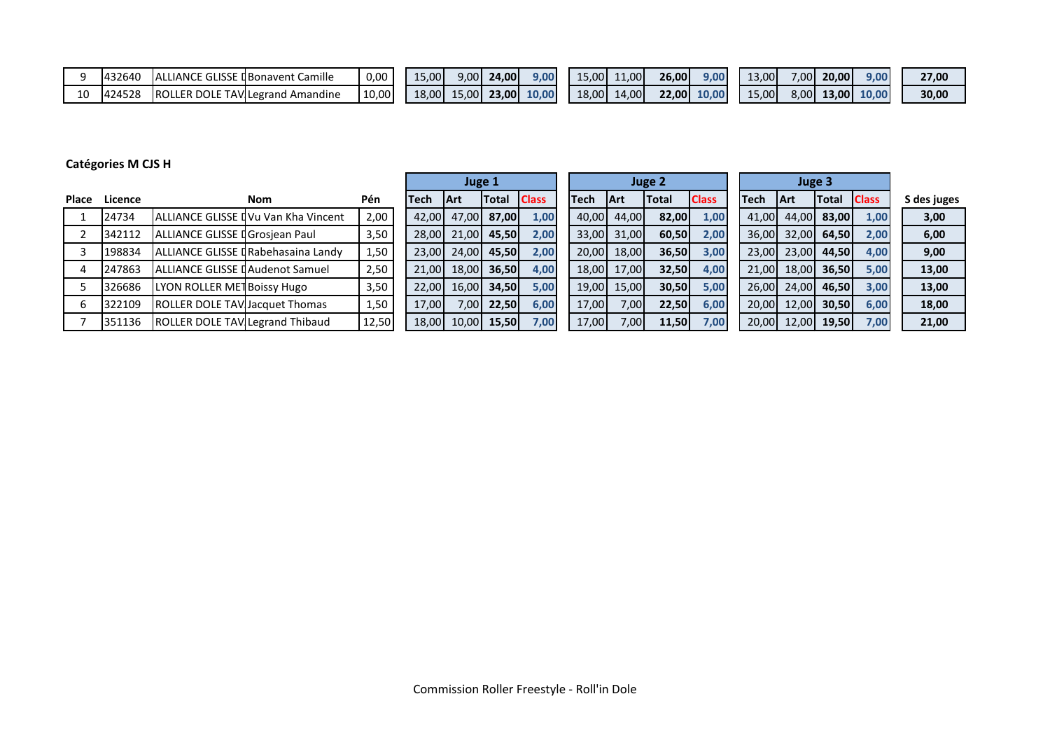| 9 | 432640 | ALLIANCE GLISSE [ | Bonavent Camille | 0,00 | 15,00 | 9,00 | 24,00 | 9,00 | 15,00 | 11,00 | 26,00 | 9,00 | 13,00 | 7,00 | 20,00 | 9,00 | 27,00 |
|---|---|---|---|---|---|---|---|---|---|---|---|---|---|---|---|---|---|
| 10 | 424528 | ROLLER DOLE TAV | Legrand Amandine | 10,00 | 18,00 | 15,00 | 23,00 | 10,00 | 18,00 | 14,00 | 22,00 | 10,00 | 15,00 | 8,00 | 13,00 | 10,00 | 30,00 |

**Catégories M CJS H**

| | | | | | Juge 1 | | | | Juge 2 | | | | Juge 3 | | | | |
|---|---|---|---|---|---|---|---|---|---|---|---|---|---|---|---|---|---|
| Place | Licence | | Nom | Pén | Tech | Art | Total | Class | Tech | Art | Total | Class | Tech | Art | Total | Class | S des juges |
| 1 | 24734 | ALLIANCE GLISSE [ | Vu Van Kha Vincent | 2,00 | 42,00 | 47,00 | 87,00 | 1,00 | 40,00 | 44,00 | 82,00 | 1,00 | 41,00 | 44,00 | 83,00 | 1,00 | 3,00 |
| 2 | 342112 | ALLIANCE GLISSE [ | Grosjean Paul | 3,50 | 28,00 | 21,00 | 45,50 | 2,00 | 33,00 | 31,00 | 60,50 | 2,00 | 36,00 | 32,00 | 64,50 | 2,00 | 6,00 |
| 3 | 198834 | ALLIANCE GLISSE [ | Rabehasaina Landy | 1,50 | 23,00 | 24,00 | 45,50 | 2,00 | 20,00 | 18,00 | 36,50 | 3,00 | 23,00 | 23,00 | 44,50 | 4,00 | 9,00 |
| 4 | 247863 | ALLIANCE GLISSE [ | Audenot Samuel | 2,50 | 21,00 | 18,00 | 36,50 | 4,00 | 18,00 | 17,00 | 32,50 | 4,00 | 21,00 | 18,00 | 36,50 | 5,00 | 13,00 |
| 5 | 326686 | LYON ROLLER MET | Boissy Hugo | 3,50 | 22,00 | 16,00 | 34,50 | 5,00 | 19,00 | 15,00 | 30,50 | 5,00 | 26,00 | 24,00 | 46,50 | 3,00 | 13,00 |
| 6 | 322109 | ROLLER DOLE TAV | Jacquet Thomas | 1,50 | 17,00 | 7,00 | 22,50 | 6,00 | 17,00 | 7,00 | 22,50 | 6,00 | 20,00 | 12,00 | 30,50 | 6,00 | 18,00 |
| 7 | 351136 | ROLLER DOLE TAV | Legrand Thibaud | 12,50 | 18,00 | 10,00 | 15,50 | 7,00 | 17,00 | 7,00 | 11,50 | 7,00 | 20,00 | 12,00 | 19,50 | 7,00 | 21,00 |

Commission Roller Freestyle - Roll'in Dole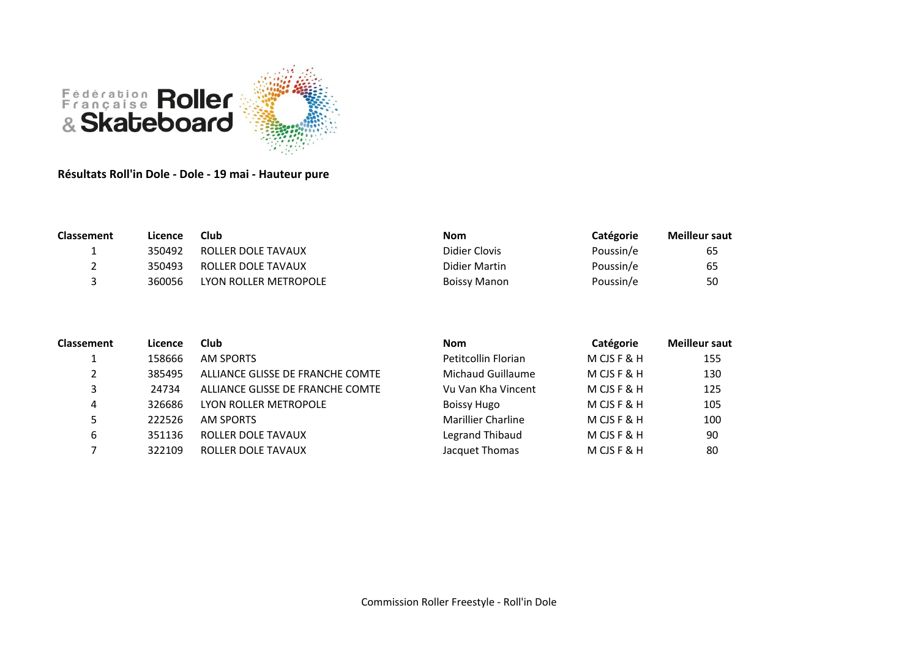**Résultats Roll'in Dole - Dole - 19 mai - Hauteur pure**

| Classement | Licence | Club | Nom | Catégorie | Meilleur saut |
|---|---|---|---|---|---|
| 1 | 350492 | ROLLER DOLE TAVAUX | Didier Clovis | Poussin/e | 65 |
| 2 | 350493 | ROLLER DOLE TAVAUX | Didier Martin | Poussin/e | 65 |
| 3 | 360056 | LYON ROLLER METROPOLE | Boissy Manon | Poussin/e | 50 |

| Classement | Licence | Club | Nom | Catégorie | Meilleur saut |
|---|---|---|---|---|---|
| 1 | 158666 | AM SPORTS | Petitcollin Florian | M CJS F & H | 155 |
| 2 | 385495 | ALLIANCE GLISSE DE FRANCHE COMTE | Michaud Guillaume | M CJS F & H | 130 |
| 3 | 24734 | ALLIANCE GLISSE DE FRANCHE COMTE | Vu Van Kha Vincent | M CJS F & H | 125 |
| 4 | 326686 | LYON ROLLER METROPOLE | Boissy Hugo | M CJS F & H | 105 |
| 5 | 222526 | AM SPORTS | Marillier Charline | M CJS F & H | 100 |
| 6 | 351136 | ROLLER DOLE TAVAUX | Legrand Thibaud | M CJS F & H | 90 |
| 7 | 322109 | ROLLER DOLE TAVAUX | Jacquet Thomas | M CJS F & H | 80 |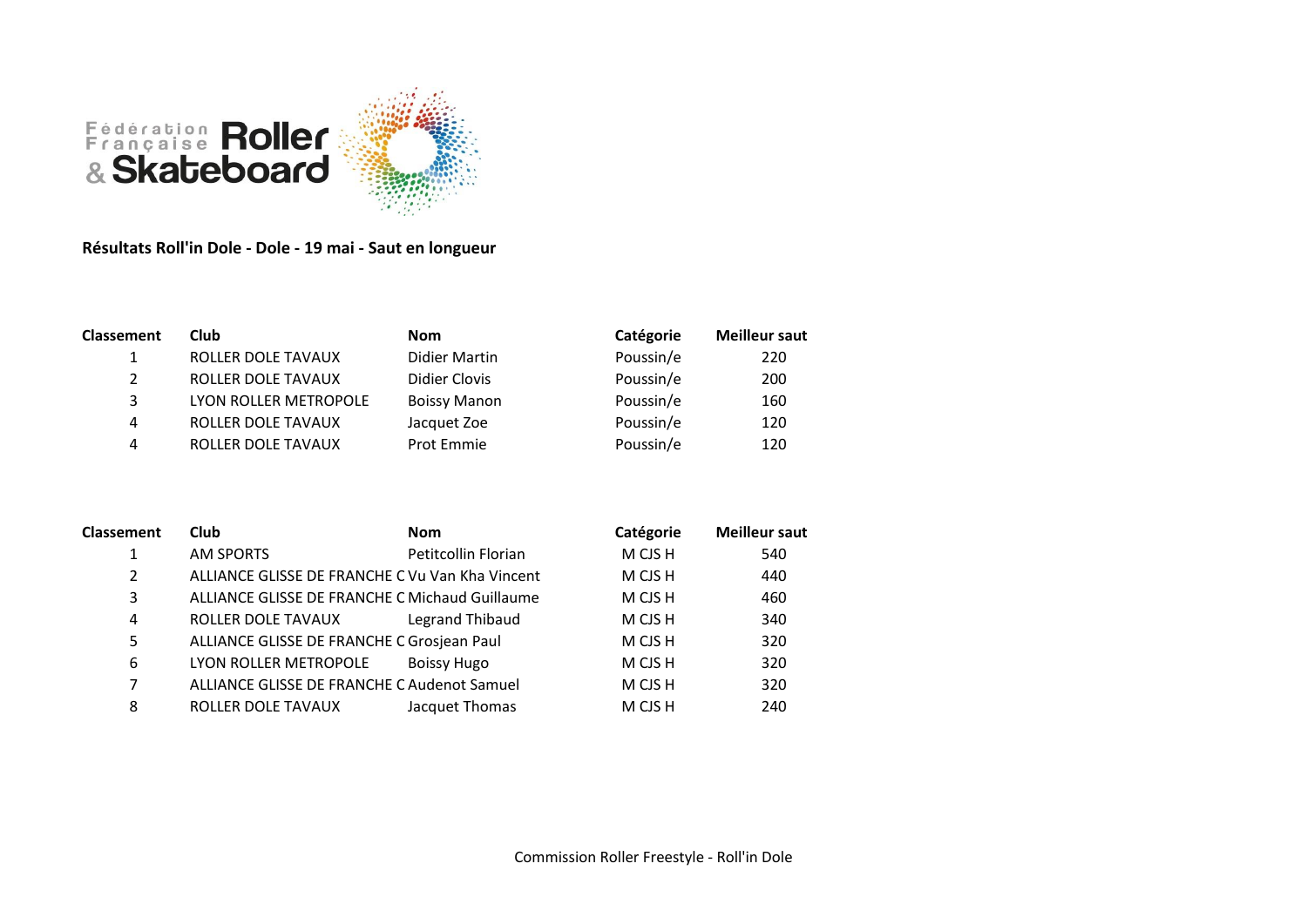Fédération Française Roller & Skateboard

**Résultats Roll'in Dole - Dole - 19 mai - Saut en longueur**

| Classement | Club | Nom | Catégorie | Meilleur saut |
|---|---|---|---|---|
| 1 | ROLLER DOLE TAVAUX | Didier Martin | Poussin/e | 220 |
| 2 | ROLLER DOLE TAVAUX | Didier Clovis | Poussin/e | 200 |
| 3 | LYON ROLLER METROPOLE | Boissy Manon | Poussin/e | 160 |
| 4 | ROLLER DOLE TAVAUX | Jacquet Zoe | Poussin/e | 120 |
| 4 | ROLLER DOLE TAVAUX | Prot Emmie | Poussin/e | 120 |

| Classement | Club | Nom | Catégorie | Meilleur saut |
|---|---|---|---|---|
| 1 | AM SPORTS | Petitcollin Florian | M CJS H | 540 |
| 2 | ALLIANCE GLISSE DE FRANCHE C | Vu Van Kha Vincent | M CJS H | 440 |
| 3 | ALLIANCE GLISSE DE FRANCHE C | Michaud Guillaume | M CJS H | 460 |
| 4 | ROLLER DOLE TAVAUX | Legrand Thibaud | M CJS H | 340 |
| 5 | ALLIANCE GLISSE DE FRANCHE C | Grosjean Paul | M CJS H | 320 |
| 6 | LYON ROLLER METROPOLE | Boissy Hugo | M CJS H | 320 |
| 7 | ALLIANCE GLISSE DE FRANCHE C | Audenot Samuel | M CJS H | 320 |
| 8 | ROLLER DOLE TAVAUX | Jacquet Thomas | M CJS H | 240 |

Commission Roller Freestyle - Roll'in Dole